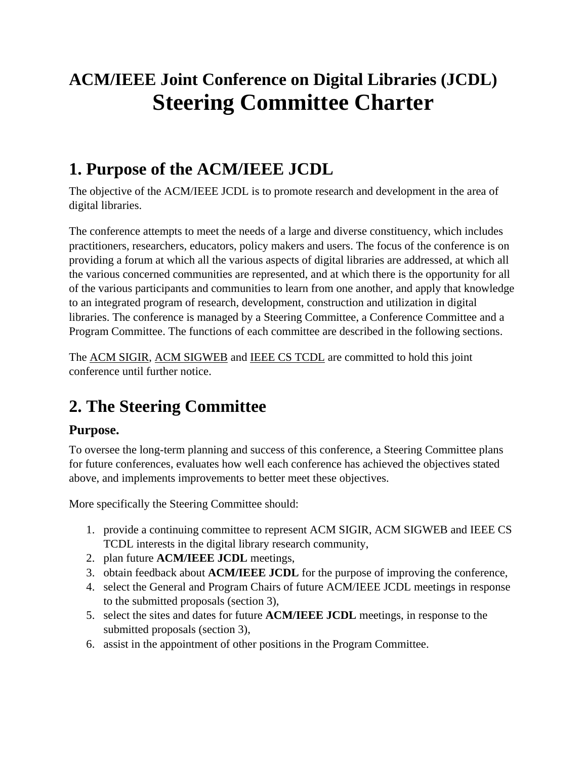# ACM/IEEE Joint Conference on Digital Libraries (JCDL) Steering Committee Charter

## 1. Purpose of the ACM/IEEE JCDL

The objective of the ACM/IEEE JCDL is to promote research and development in the area of digital libraries.

The conference attempts to meet the needs of a large and diverse constituency, which includes practitioners, researchers, educators, policy makers and users. The focus of the conference is on providing a forum at which all the various aspects of digital libraries are addressed, at which all the various concerned communities are represented, and at which there is the opportunity for all of the various participants and communities to learn from one another, and apply that knowledge to an integrated program of research, development, construction and utilization in digital libraries. The conference is managed by a Steering Committee, a Conference Committee and a Program Committee. The functions of each committee are described in the following sections.

The ACM SIGIR, ACM SIGWEB and IEEE CS TCDL are committed to hold this joint conference until further notice.

## 2. The Steering Committee

### Purpose.

To oversee the long-term planning and success of this conference, a Steering Committee plans for future conferences, evaluates how well each conference has achieved the objectives stated above, and implements improvements to better meet these objectives.

More specifically the Steering Committee should:

1. provide a continuing committee to represent ACM SIGIR, ACM SIGWEB and IEEE CS TCDL interests in the digital library research community,
2. plan future **ACM/IEEE JCDL** meetings,
3. obtain feedback about **ACM/IEEE JCDL** for the purpose of improving the conference,
4. select the General and Program Chairs of future ACM/IEEE JCDL meetings in response to the submitted proposals (section 3),
5. select the sites and dates for future **ACM/IEEE JCDL** meetings, in response to the submitted proposals (section 3),
6. assist in the appointment of other positions in the Program Committee.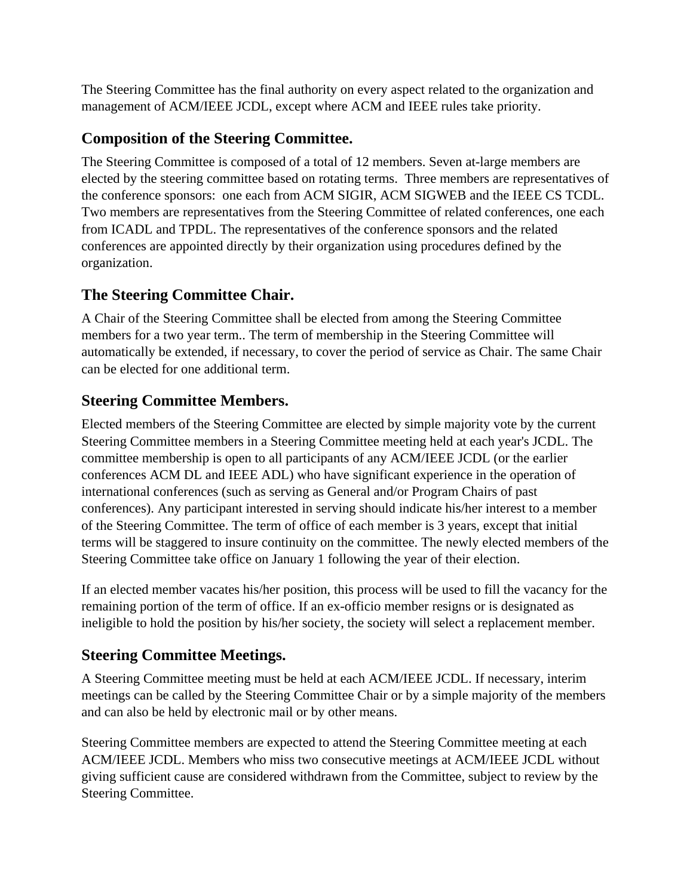The Steering Committee has the final authority on every aspect related to the organization and management of ACM/IEEE JCDL, except where ACM and IEEE rules take priority.

## Composition of the Steering Committee.

The Steering Committee is composed of a total of 12 members. Seven at-large members are elected by the steering committee based on rotating terms. Three members are representatives of the conference sponsors: one each from ACM SIGIR, ACM SIGWEB and the IEEE CS TCDL. Two members are representatives from the Steering Committee of related conferences, one each from ICADL and TPDL. The representatives of the conference sponsors and the related conferences are appointed directly by their organization using procedures defined by the organization.

## The Steering Committee Chair.

A Chair of the Steering Committee shall be elected from among the Steering Committee members for a two year term.. The term of membership in the Steering Committee will automatically be extended, if necessary, to cover the period of service as Chair. The same Chair can be elected for one additional term.

## Steering Committee Members.

Elected members of the Steering Committee are elected by simple majority vote by the current Steering Committee members in a Steering Committee meeting held at each year's JCDL. The committee membership is open to all participants of any ACM/IEEE JCDL (or the earlier conferences ACM DL and IEEE ADL) who have significant experience in the operation of international conferences (such as serving as General and/or Program Chairs of past conferences). Any participant interested in serving should indicate his/her interest to a member of the Steering Committee. The term of office of each member is 3 years, except that initial terms will be staggered to insure continuity on the committee. The newly elected members of the Steering Committee take office on January 1 following the year of their election.

If an elected member vacates his/her position, this process will be used to fill the vacancy for the remaining portion of the term of office. If an ex-officio member resigns or is designated as ineligible to hold the position by his/her society, the society will select a replacement member.

## Steering Committee Meetings.

A Steering Committee meeting must be held at each ACM/IEEE JCDL. If necessary, interim meetings can be called by the Steering Committee Chair or by a simple majority of the members and can also be held by electronic mail or by other means.

Steering Committee members are expected to attend the Steering Committee meeting at each ACM/IEEE JCDL. Members who miss two consecutive meetings at ACM/IEEE JCDL without giving sufficient cause are considered withdrawn from the Committee, subject to review by the Steering Committee.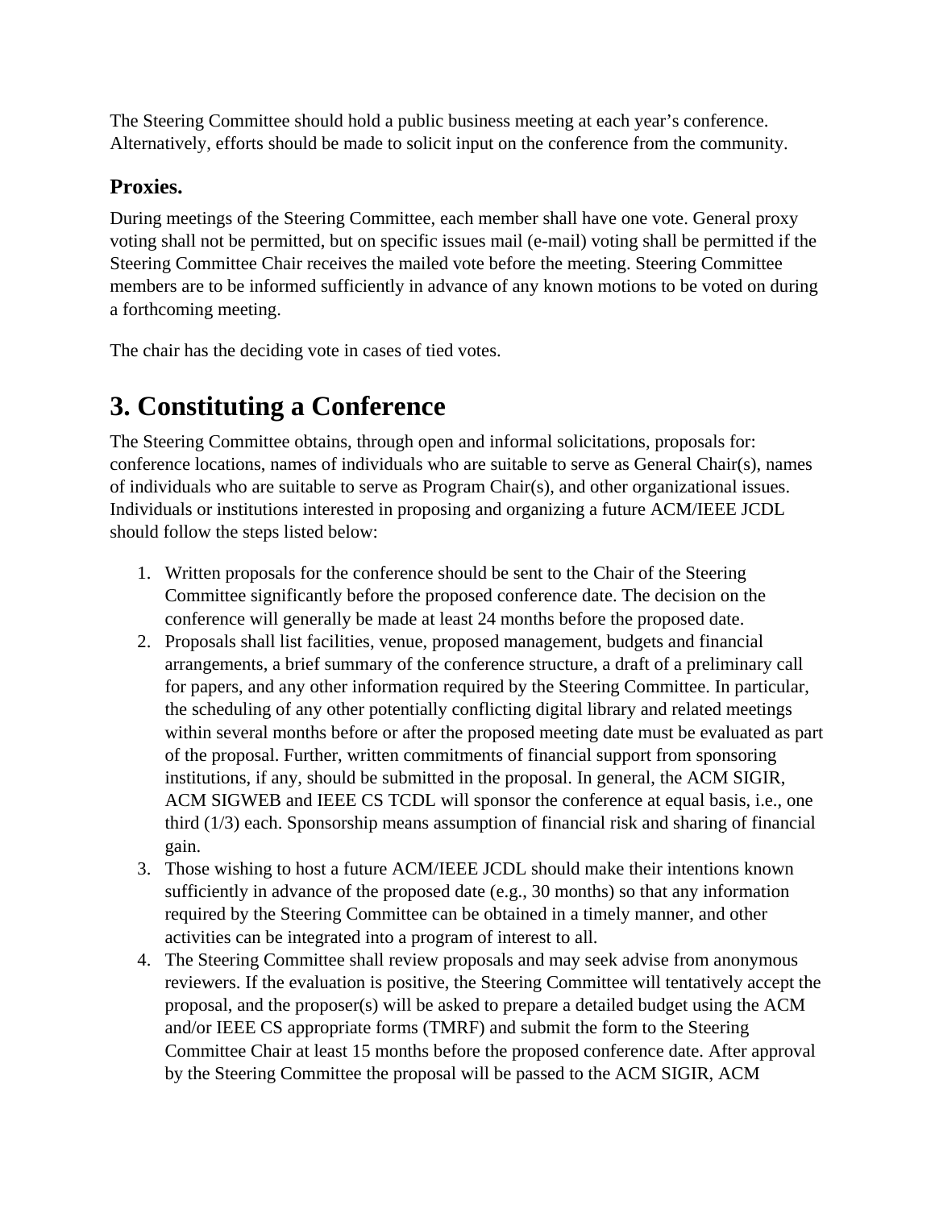The Steering Committee should hold a public business meeting at each year's conference. Alternatively, efforts should be made to solicit input on the conference from the community.

### Proxies.

During meetings of the Steering Committee, each member shall have one vote. General proxy voting shall not be permitted, but on specific issues mail (e-mail) voting shall be permitted if the Steering Committee Chair receives the mailed vote before the meeting. Steering Committee members are to be informed sufficiently in advance of any known motions to be voted on during a forthcoming meeting.

The chair has the deciding vote in cases of tied votes.

## 3. Constituting a Conference

The Steering Committee obtains, through open and informal solicitations, proposals for: conference locations, names of individuals who are suitable to serve as General Chair(s), names of individuals who are suitable to serve as Program Chair(s), and other organizational issues. Individuals or institutions interested in proposing and organizing a future ACM/IEEE JCDL should follow the steps listed below:

1. Written proposals for the conference should be sent to the Chair of the Steering Committee significantly before the proposed conference date. The decision on the conference will generally be made at least 24 months before the proposed date.
2. Proposals shall list facilities, venue, proposed management, budgets and financial arrangements, a brief summary of the conference structure, a draft of a preliminary call for papers, and any other information required by the Steering Committee. In particular, the scheduling of any other potentially conflicting digital library and related meetings within several months before or after the proposed meeting date must be evaluated as part of the proposal. Further, written commitments of financial support from sponsoring institutions, if any, should be submitted in the proposal. In general, the ACM SIGIR, ACM SIGWEB and IEEE CS TCDL will sponsor the conference at equal basis, i.e., one third (1/3) each. Sponsorship means assumption of financial risk and sharing of financial gain.
3. Those wishing to host a future ACM/IEEE JCDL should make their intentions known sufficiently in advance of the proposed date (e.g., 30 months) so that any information required by the Steering Committee can be obtained in a timely manner, and other activities can be integrated into a program of interest to all.
4. The Steering Committee shall review proposals and may seek advise from anonymous reviewers. If the evaluation is positive, the Steering Committee will tentatively accept the proposal, and the proposer(s) will be asked to prepare a detailed budget using the ACM and/or IEEE CS appropriate forms (TMRF) and submit the form to the Steering Committee Chair at least 15 months before the proposed conference date. After approval by the Steering Committee the proposal will be passed to the ACM SIGIR, ACM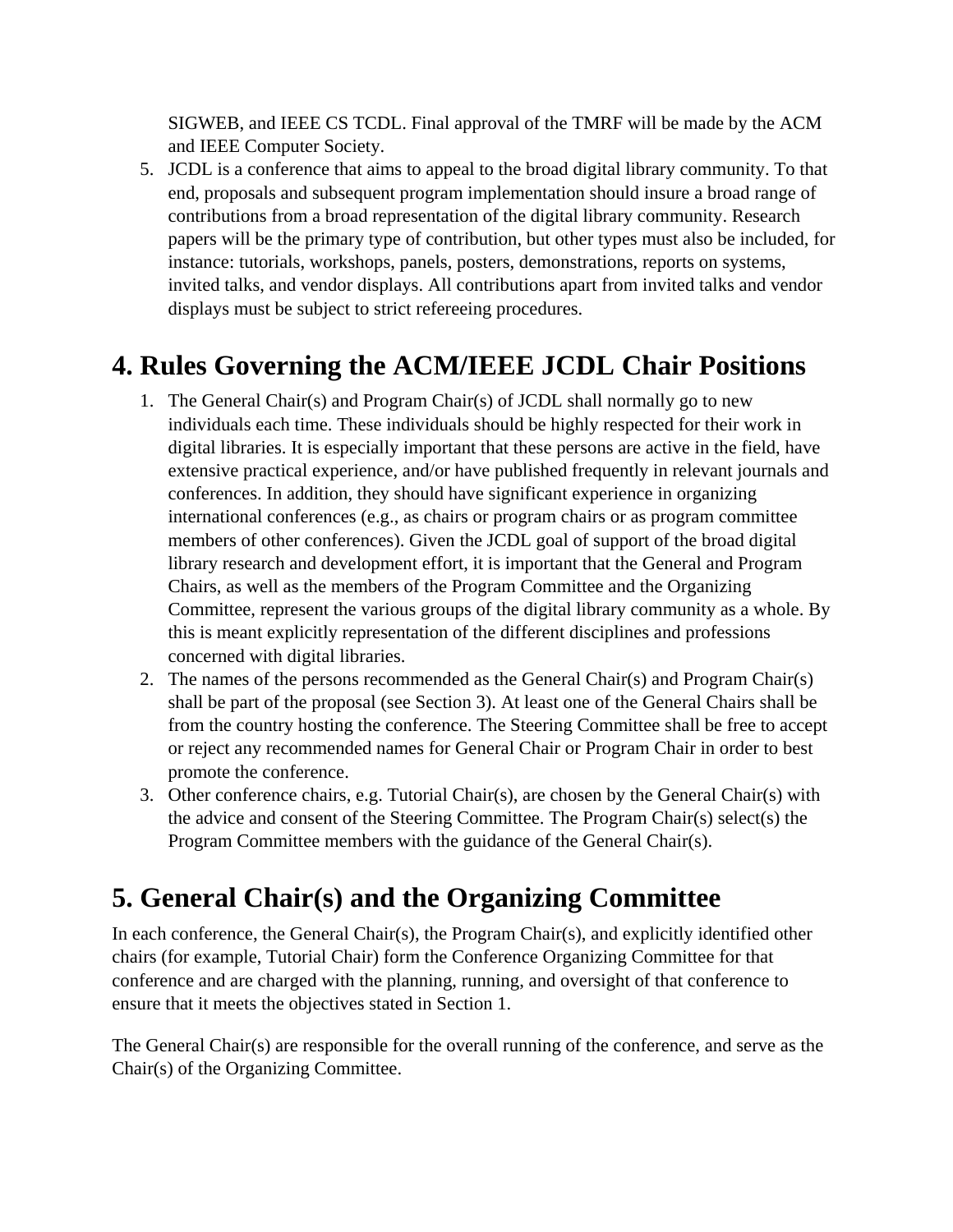SIGWEB, and IEEE CS TCDL. Final approval of the TMRF will be made by the ACM and IEEE Computer Society.

5. JCDL is a conference that aims to appeal to the broad digital library community. To that end, proposals and subsequent program implementation should insure a broad range of contributions from a broad representation of the digital library community. Research papers will be the primary type of contribution, but other types must also be included, for instance: tutorials, workshops, panels, posters, demonstrations, reports on systems, invited talks, and vendor displays. All contributions apart from invited talks and vendor displays must be subject to strict refereeing procedures.

# 4. Rules Governing the ACM/IEEE JCDL Chair Positions

1. The General Chair(s) and Program Chair(s) of JCDL shall normally go to new individuals each time. These individuals should be highly respected for their work in digital libraries. It is especially important that these persons are active in the field, have extensive practical experience, and/or have published frequently in relevant journals and conferences. In addition, they should have significant experience in organizing international conferences (e.g., as chairs or program chairs or as program committee members of other conferences). Given the JCDL goal of support of the broad digital library research and development effort, it is important that the General and Program Chairs, as well as the members of the Program Committee and the Organizing Committee, represent the various groups of the digital library community as a whole. By this is meant explicitly representation of the different disciplines and professions concerned with digital libraries.
2. The names of the persons recommended as the General Chair(s) and Program Chair(s) shall be part of the proposal (see Section 3). At least one of the General Chairs shall be from the country hosting the conference. The Steering Committee shall be free to accept or reject any recommended names for General Chair or Program Chair in order to best promote the conference.
3. Other conference chairs, e.g. Tutorial Chair(s), are chosen by the General Chair(s) with the advice and consent of the Steering Committee. The Program Chair(s) select(s) the Program Committee members with the guidance of the General Chair(s).

# 5. General Chair(s) and the Organizing Committee

In each conference, the General Chair(s), the Program Chair(s), and explicitly identified other chairs (for example, Tutorial Chair) form the Conference Organizing Committee for that conference and are charged with the planning, running, and oversight of that conference to ensure that it meets the objectives stated in Section 1.

The General Chair(s) are responsible for the overall running of the conference, and serve as the Chair(s) of the Organizing Committee.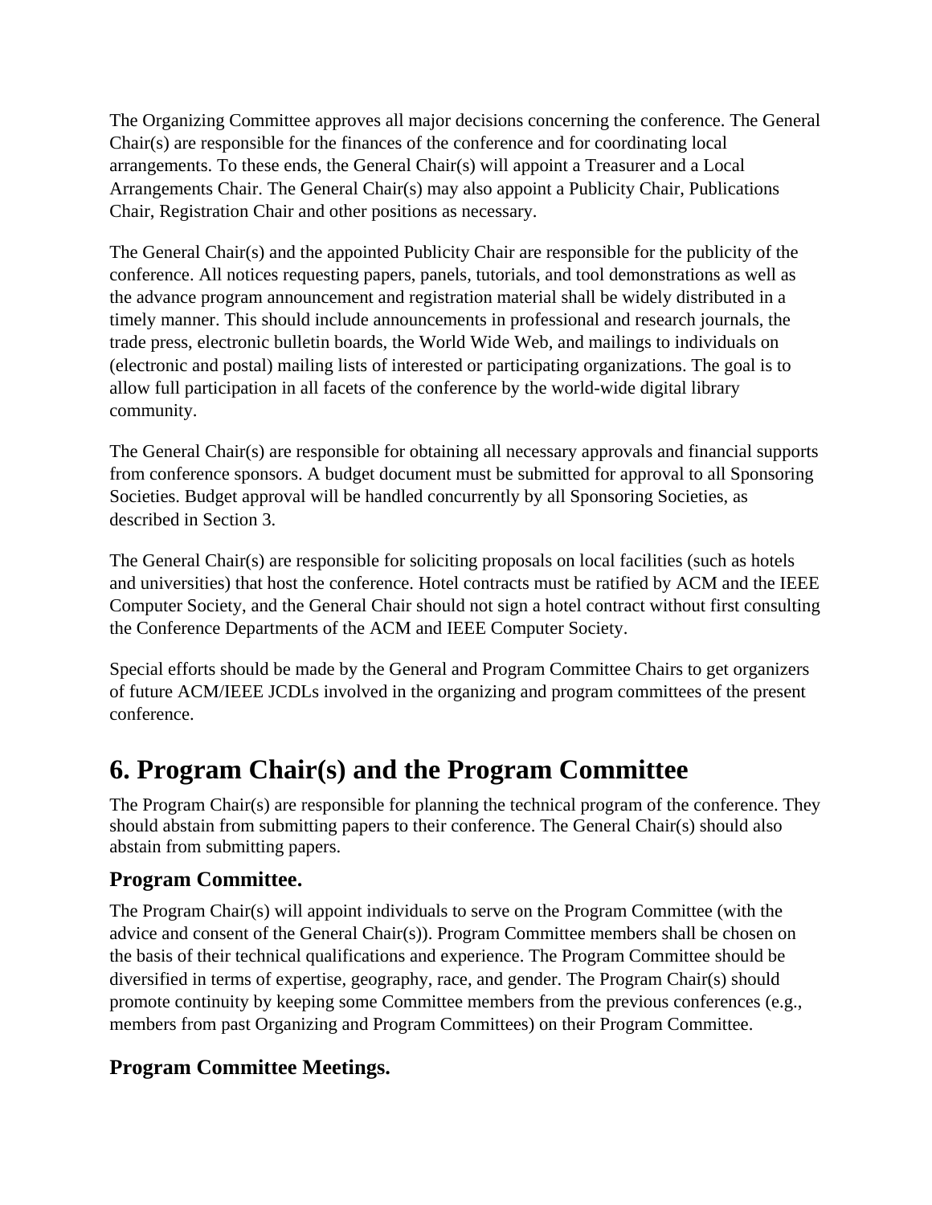The Organizing Committee approves all major decisions concerning the conference. The General Chair(s) are responsible for the finances of the conference and for coordinating local arrangements. To these ends, the General Chair(s) will appoint a Treasurer and a Local Arrangements Chair. The General Chair(s) may also appoint a Publicity Chair, Publications Chair, Registration Chair and other positions as necessary.

The General Chair(s) and the appointed Publicity Chair are responsible for the publicity of the conference. All notices requesting papers, panels, tutorials, and tool demonstrations as well as the advance program announcement and registration material shall be widely distributed in a timely manner. This should include announcements in professional and research journals, the trade press, electronic bulletin boards, the World Wide Web, and mailings to individuals on (electronic and postal) mailing lists of interested or participating organizations. The goal is to allow full participation in all facets of the conference by the world-wide digital library community.

The General Chair(s) are responsible for obtaining all necessary approvals and financial supports from conference sponsors. A budget document must be submitted for approval to all Sponsoring Societies. Budget approval will be handled concurrently by all Sponsoring Societies, as described in Section 3.

The General Chair(s) are responsible for soliciting proposals on local facilities (such as hotels and universities) that host the conference. Hotel contracts must be ratified by ACM and the IEEE Computer Society, and the General Chair should not sign a hotel contract without first consulting the Conference Departments of the ACM and IEEE Computer Society.

Special efforts should be made by the General and Program Committee Chairs to get organizers of future ACM/IEEE JCDLs involved in the organizing and program committees of the present conference.

# 6. Program Chair(s) and the Program Committee

The Program Chair(s) are responsible for planning the technical program of the conference. They should abstain from submitting papers to their conference. The General Chair(s) should also abstain from submitting papers.

## Program Committee.

The Program Chair(s) will appoint individuals to serve on the Program Committee (with the advice and consent of the General Chair(s)). Program Committee members shall be chosen on the basis of their technical qualifications and experience. The Program Committee should be diversified in terms of expertise, geography, race, and gender. The Program Chair(s) should promote continuity by keeping some Committee members from the previous conferences (e.g., members from past Organizing and Program Committees) on their Program Committee.

## Program Committee Meetings.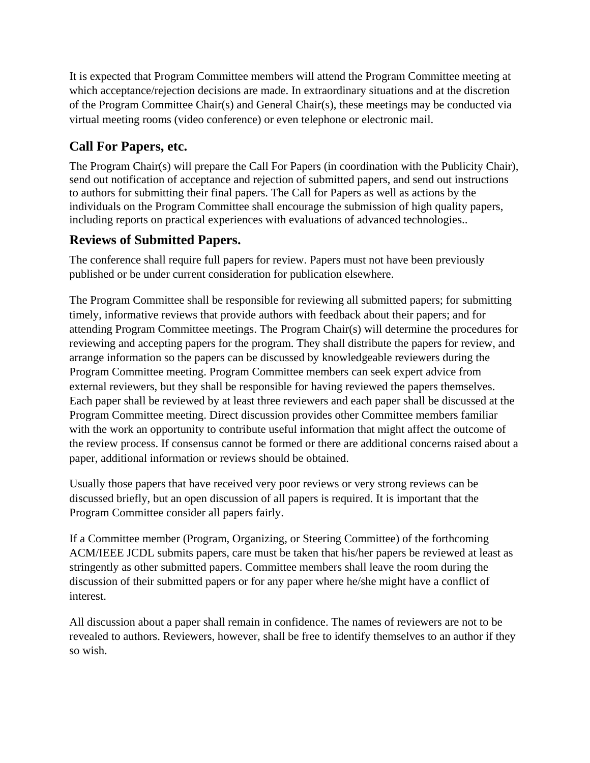It is expected that Program Committee members will attend the Program Committee meeting at which acceptance/rejection decisions are made. In extraordinary situations and at the discretion of the Program Committee Chair(s) and General Chair(s), these meetings may be conducted via virtual meeting rooms (video conference) or even telephone or electronic mail.

## Call For Papers, etc.

The Program Chair(s) will prepare the Call For Papers (in coordination with the Publicity Chair), send out notification of acceptance and rejection of submitted papers, and send out instructions to authors for submitting their final papers. The Call for Papers as well as actions by the individuals on the Program Committee shall encourage the submission of high quality papers, including reports on practical experiences with evaluations of advanced technologies..

## Reviews of Submitted Papers.

The conference shall require full papers for review. Papers must not have been previously published or be under current consideration for publication elsewhere.

The Program Committee shall be responsible for reviewing all submitted papers; for submitting timely, informative reviews that provide authors with feedback about their papers; and for attending Program Committee meetings. The Program Chair(s) will determine the procedures for reviewing and accepting papers for the program. They shall distribute the papers for review, and arrange information so the papers can be discussed by knowledgeable reviewers during the Program Committee meeting. Program Committee members can seek expert advice from external reviewers, but they shall be responsible for having reviewed the papers themselves. Each paper shall be reviewed by at least three reviewers and each paper shall be discussed at the Program Committee meeting. Direct discussion provides other Committee members familiar with the work an opportunity to contribute useful information that might affect the outcome of the review process. If consensus cannot be formed or there are additional concerns raised about a paper, additional information or reviews should be obtained.

Usually those papers that have received very poor reviews or very strong reviews can be discussed briefly, but an open discussion of all papers is required. It is important that the Program Committee consider all papers fairly.

If a Committee member (Program, Organizing, or Steering Committee) of the forthcoming ACM/IEEE JCDL submits papers, care must be taken that his/her papers be reviewed at least as stringently as other submitted papers. Committee members shall leave the room during the discussion of their submitted papers or for any paper where he/she might have a conflict of interest.

All discussion about a paper shall remain in confidence. The names of reviewers are not to be revealed to authors. Reviewers, however, shall be free to identify themselves to an author if they so wish.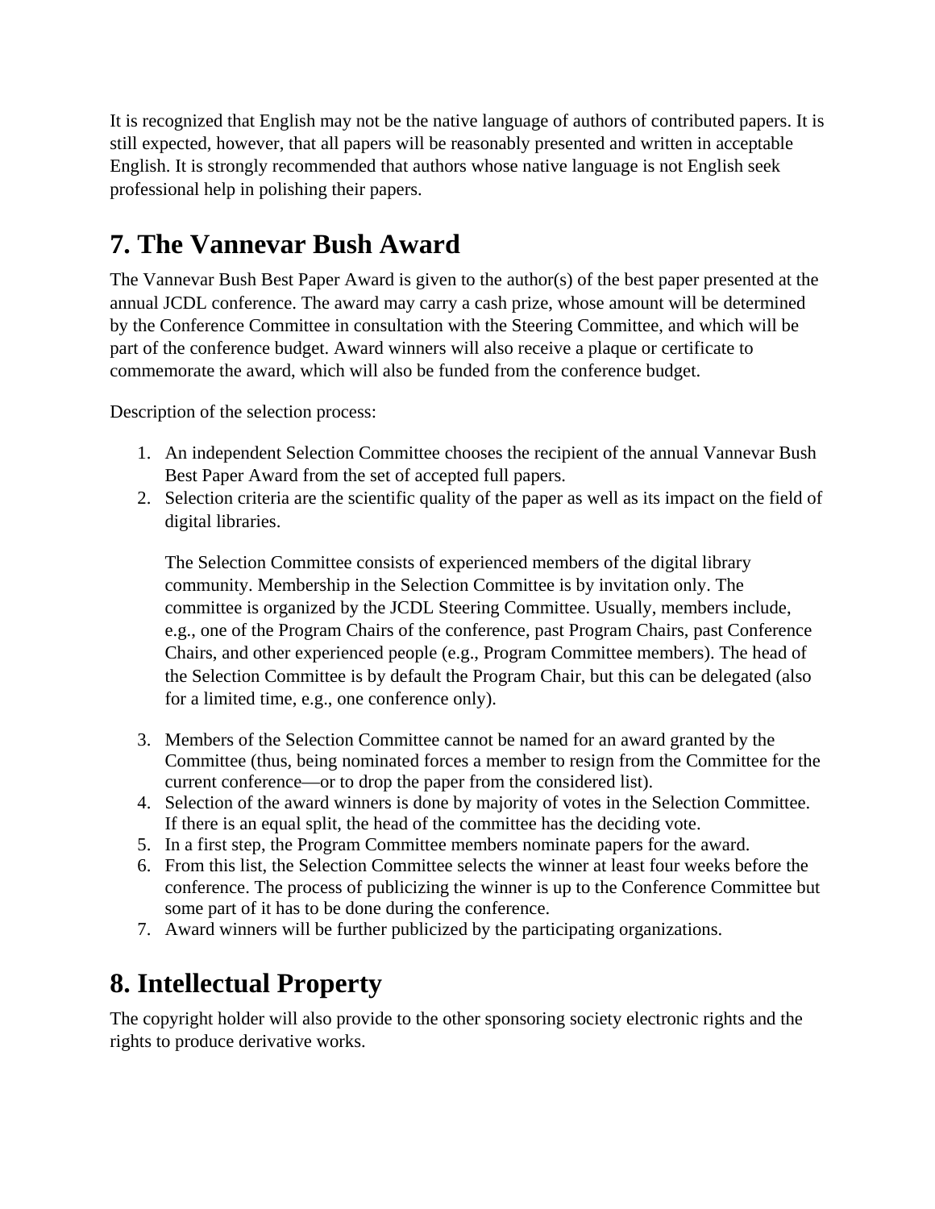It is recognized that English may not be the native language of authors of contributed papers. It is still expected, however, that all papers will be reasonably presented and written in acceptable English. It is strongly recommended that authors whose native language is not English seek professional help in polishing their papers.

# 7. The Vannevar Bush Award

The Vannevar Bush Best Paper Award is given to the author(s) of the best paper presented at the annual JCDL conference. The award may carry a cash prize, whose amount will be determined by the Conference Committee in consultation with the Steering Committee, and which will be part of the conference budget. Award winners will also receive a plaque or certificate to commemorate the award, which will also be funded from the conference budget.

Description of the selection process:

1. An independent Selection Committee chooses the recipient of the annual Vannevar Bush Best Paper Award from the set of accepted full papers.
2. Selection criteria are the scientific quality of the paper as well as its impact on the field of digital libraries.

   The Selection Committee consists of experienced members of the digital library community. Membership in the Selection Committee is by invitation only. The committee is organized by the JCDL Steering Committee. Usually, members include, e.g., one of the Program Chairs of the conference, past Program Chairs, past Conference Chairs, and other experienced people (e.g., Program Committee members). The head of the Selection Committee is by default the Program Chair, but this can be delegated (also for a limited time, e.g., one conference only).

3. Members of the Selection Committee cannot be named for an award granted by the Committee (thus, being nominated forces a member to resign from the Committee for the current conference—or to drop the paper from the considered list).
4. Selection of the award winners is done by majority of votes in the Selection Committee. If there is an equal split, the head of the committee has the deciding vote.
5. In a first step, the Program Committee members nominate papers for the award.
6. From this list, the Selection Committee selects the winner at least four weeks before the conference. The process of publicizing the winner is up to the Conference Committee but some part of it has to be done during the conference.
7. Award winners will be further publicized by the participating organizations.

# 8. Intellectual Property

The copyright holder will also provide to the other sponsoring society electronic rights and the rights to produce derivative works.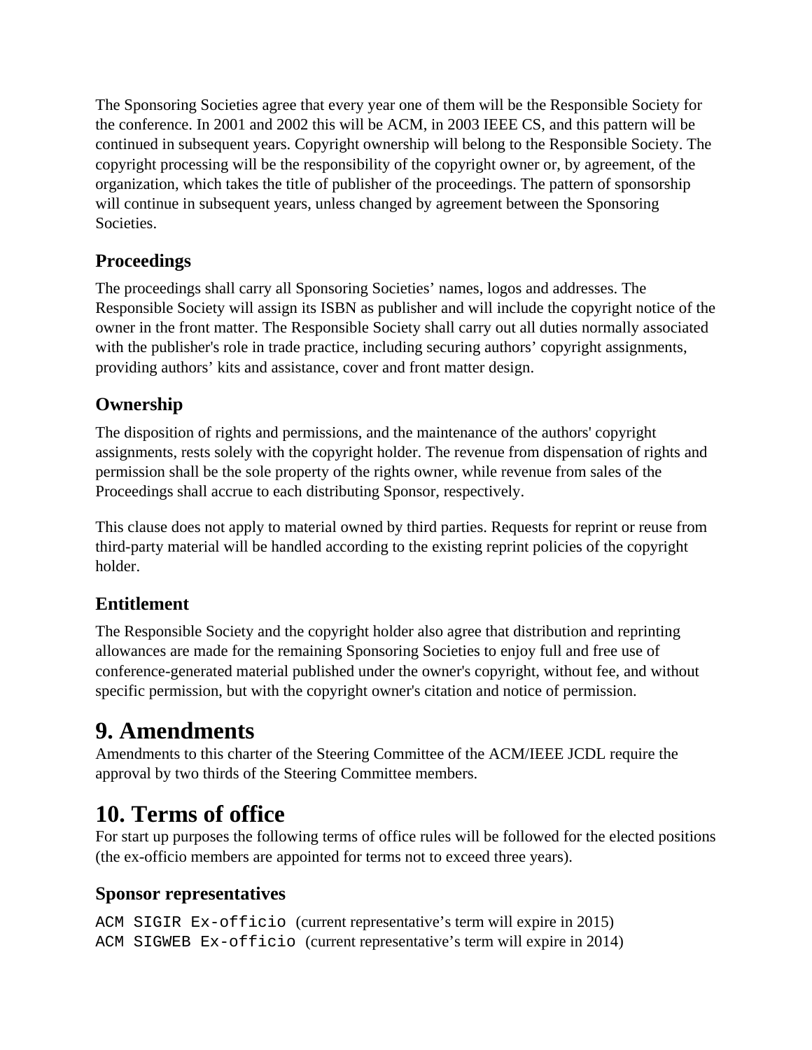The Sponsoring Societies agree that every year one of them will be the Responsible Society for the conference. In 2001 and 2002 this will be ACM, in 2003 IEEE CS, and this pattern will be continued in subsequent years. Copyright ownership will belong to the Responsible Society. The copyright processing will be the responsibility of the copyright owner or, by agreement, of the organization, which takes the title of publisher of the proceedings. The pattern of sponsorship will continue in subsequent years, unless changed by agreement between the Sponsoring Societies.

### Proceedings

The proceedings shall carry all Sponsoring Societies' names, logos and addresses. The Responsible Society will assign its ISBN as publisher and will include the copyright notice of the owner in the front matter. The Responsible Society shall carry out all duties normally associated with the publisher's role in trade practice, including securing authors' copyright assignments, providing authors' kits and assistance, cover and front matter design.

### Ownership

The disposition of rights and permissions, and the maintenance of the authors' copyright assignments, rests solely with the copyright holder. The revenue from dispensation of rights and permission shall be the sole property of the rights owner, while revenue from sales of the Proceedings shall accrue to each distributing Sponsor, respectively.

This clause does not apply to material owned by third parties. Requests for reprint or reuse from third-party material will be handled according to the existing reprint policies of the copyright holder.

### Entitlement

The Responsible Society and the copyright holder also agree that distribution and reprinting allowances are made for the remaining Sponsoring Societies to enjoy full and free use of conference-generated material published under the owner's copyright, without fee, and without specific permission, but with the copyright owner's citation and notice of permission.

## 9. Amendments

Amendments to this charter of the Steering Committee of the ACM/IEEE JCDL require the approval by two thirds of the Steering Committee members.

## 10. Terms of office

For start up purposes the following terms of office rules will be followed for the elected positions (the ex-officio members are appointed for terms not to exceed three years).

### Sponsor representatives

`ACM SIGIR Ex-officio` (current representative's term will expire in 2015)
`ACM SIGWEB Ex-officio` (current representative's term will expire in 2014)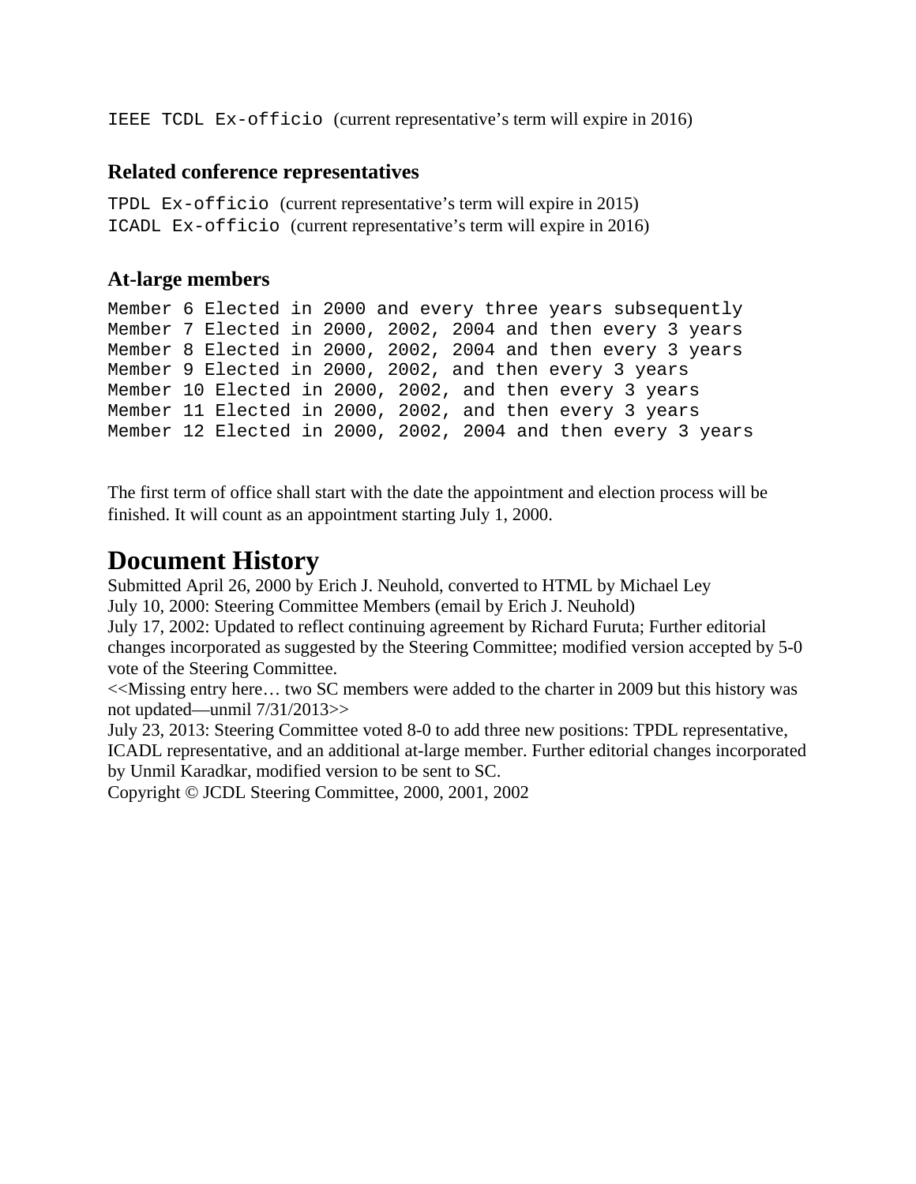IEEE TCDL Ex-officio (current representative's term will expire in 2016)

### Related conference representatives

TPDL Ex-officio (current representative's term will expire in 2015)
ICADL Ex-officio (current representative's term will expire in 2016)

### At-large members

Member 6 Elected in 2000 and every three years subsequently
Member 7 Elected in 2000, 2002, 2004 and then every 3 years
Member 8 Elected in 2000, 2002, 2004 and then every 3 years
Member 9 Elected in 2000, 2002, and then every 3 years
Member 10 Elected in 2000, 2002, and then every 3 years
Member 11 Elected in 2000, 2002, and then every 3 years
Member 12 Elected in 2000, 2002, 2004 and then every 3 years

The first term of office shall start with the date the appointment and election process will be finished. It will count as an appointment starting July 1, 2000.

## Document History

Submitted April 26, 2000 by Erich J. Neuhold, converted to HTML by Michael Ley
July 10, 2000: Steering Committee Members (email by Erich J. Neuhold)
July 17, 2002: Updated to reflect continuing agreement by Richard Furuta; Further editorial changes incorporated as suggested by the Steering Committee; modified version accepted by 5-0 vote of the Steering Committee.
<<Missing entry here… two SC members were added to the charter in 2009 but this history was not updated—unmil 7/31/2013>>
July 23, 2013: Steering Committee voted 8-0 to add three new positions: TPDL representative, ICADL representative, and an additional at-large member. Further editorial changes incorporated by Unmil Karadkar, modified version to be sent to SC.
Copyright © JCDL Steering Committee, 2000, 2001, 2002